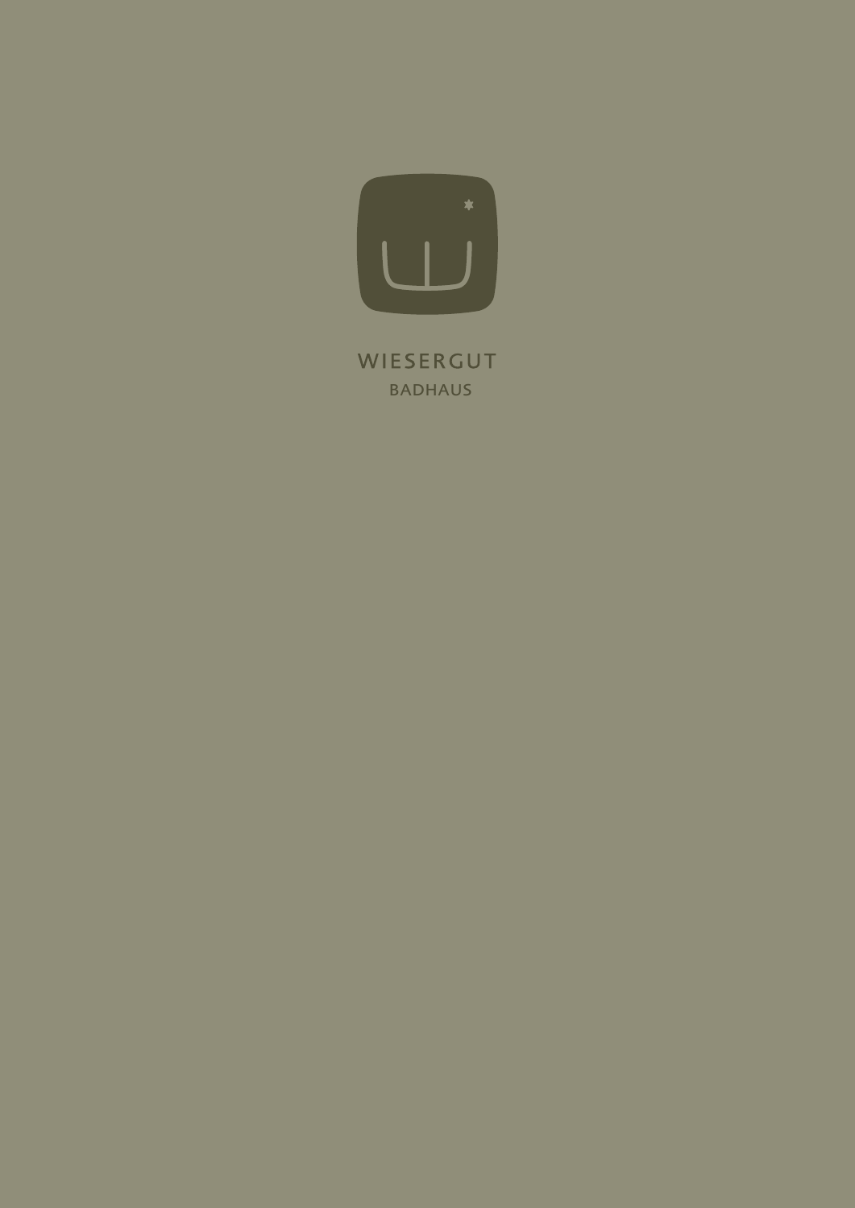# WIESERGUT

## BADHAUS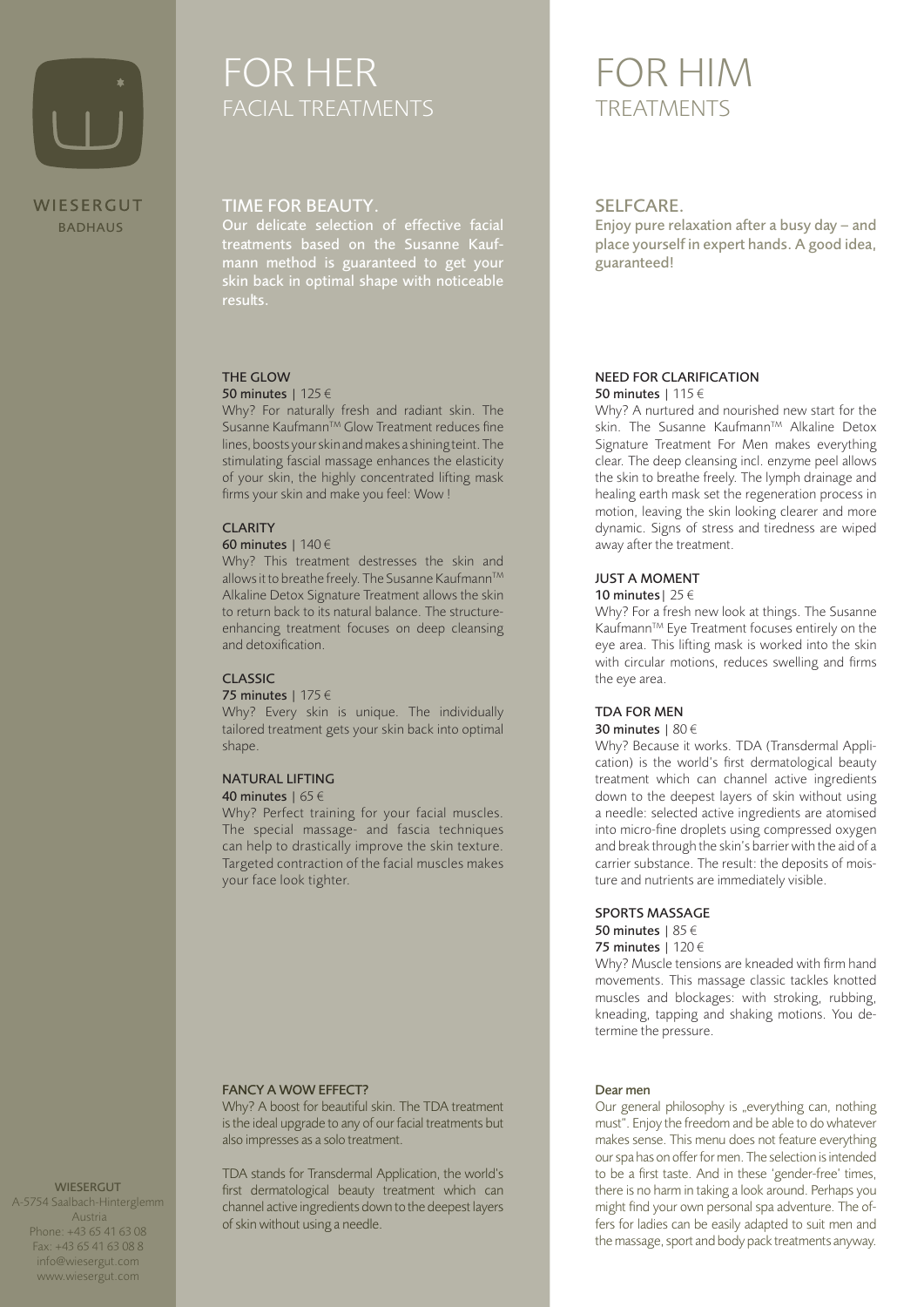WIESERGUT
BADHAUS

# FOR HER
## FACIAL TREATMENTS

### TIME FOR BEAUTY.

Our delicate selection of effective facial treatments based on the Susanne Kaufmann method is guaranteed to get your skin back in optimal shape with noticeable results.

#### THE GLOW
**50 minutes** | 125 €

Why? For naturally fresh and radiant skin. The Susanne Kaufmann™ Glow Treatment reduces fine lines, boosts your skin and makes a shining teint. The stimulating fascial massage enhances the elasticity of your skin, the highly concentrated lifting mask firms your skin and make you feel: Wow !

#### CLARITY
**60 minutes** | 140 €

Why? This treatment destresses the skin and allows it to breathe freely. The Susanne Kaufmann™ Alkaline Detox Signature Treatment allows the skin to return back to its natural balance. The structure-enhancing treatment focuses on deep cleansing and detoxification.

#### CLASSIC
**75 minutes** | 175 €

Why? Every skin is unique. The individually tailored treatment gets your skin back into optimal shape.

#### NATURAL LIFTING
**40 minutes** | 65 €

Why? Perfect training for your facial muscles. The special massage- and fascia techniques can help to drastically improve the skin texture. Targeted contraction of the facial muscles makes your face look tighter.

#### FANCY A WOW EFFECT?

Why? A boost for beautiful skin. The TDA treatment is the ideal upgrade to any of our facial treatments but also impresses as a solo treatment.

TDA stands for Transdermal Application, the world's first dermatological beauty treatment which can channel active ingredients down to the deepest layers of skin without using a needle.

# FOR HIM
## TREATMENTS

### SELFCARE.

Enjoy pure relaxation after a busy day – and place yourself in expert hands. A good idea, guaranteed!

#### NEED FOR CLARIFICATION
**50 minutes** | 115 €

Why? A nurtured and nourished new start for the skin. The Susanne Kaufmann™ Alkaline Detox Signature Treatment For Men makes everything clear. The deep cleansing incl. enzyme peel allows the skin to breathe freely. The lymph drainage and healing earth mask set the regeneration process in motion, leaving the skin looking clearer and more dynamic. Signs of stress and tiredness are wiped away after the treatment.

#### JUST A MOMENT
**10 minutes**| 25 €

Why? For a fresh new look at things. The Susanne Kaufmann™ Eye Treatment focuses entirely on the eye area. This lifting mask is worked into the skin with circular motions, reduces swelling and firms the eye area.

#### TDA FOR MEN
**30 minutes** | 80 €

Why? Because it works. TDA (Transdermal Application) is the world's first dermatological beauty treatment which can channel active ingredients down to the deepest layers of skin without using a needle: selected active ingredients are atomised into micro-fine droplets using compressed oxygen and break through the skin's barrier with the aid of a carrier substance. The result: the deposits of moisture and nutrients are immediately visible.

#### SPORTS MASSAGE
**50 minutes** | 85 €
**75 minutes** | 120 €

Why? Muscle tensions are kneaded with firm hand movements. This massage classic tackles knotted muscles and blockages: with stroking, rubbing, kneading, tapping and shaking motions. You determine the pressure.

**Dear men**

Our general philosophy is „everything can, nothing must". Enjoy the freedom and be able to do whatever makes sense. This menu does not feature everything our spa has on offer for men. The selection is intended to be a first taste. And in these 'gender-free' times, there is no harm in taking a look around. Perhaps you might find your own personal spa adventure. The offers for ladies can be easily adapted to suit men and the massage, sport and body pack treatments anyway.

WIESERGUT
A-5754 Saalbach-Hinterglemm
Austria
Phone: +43 65 41 63 08
Fax: +43 65 41 63 08 8
info@wiesergut.com
www.wiesergut.com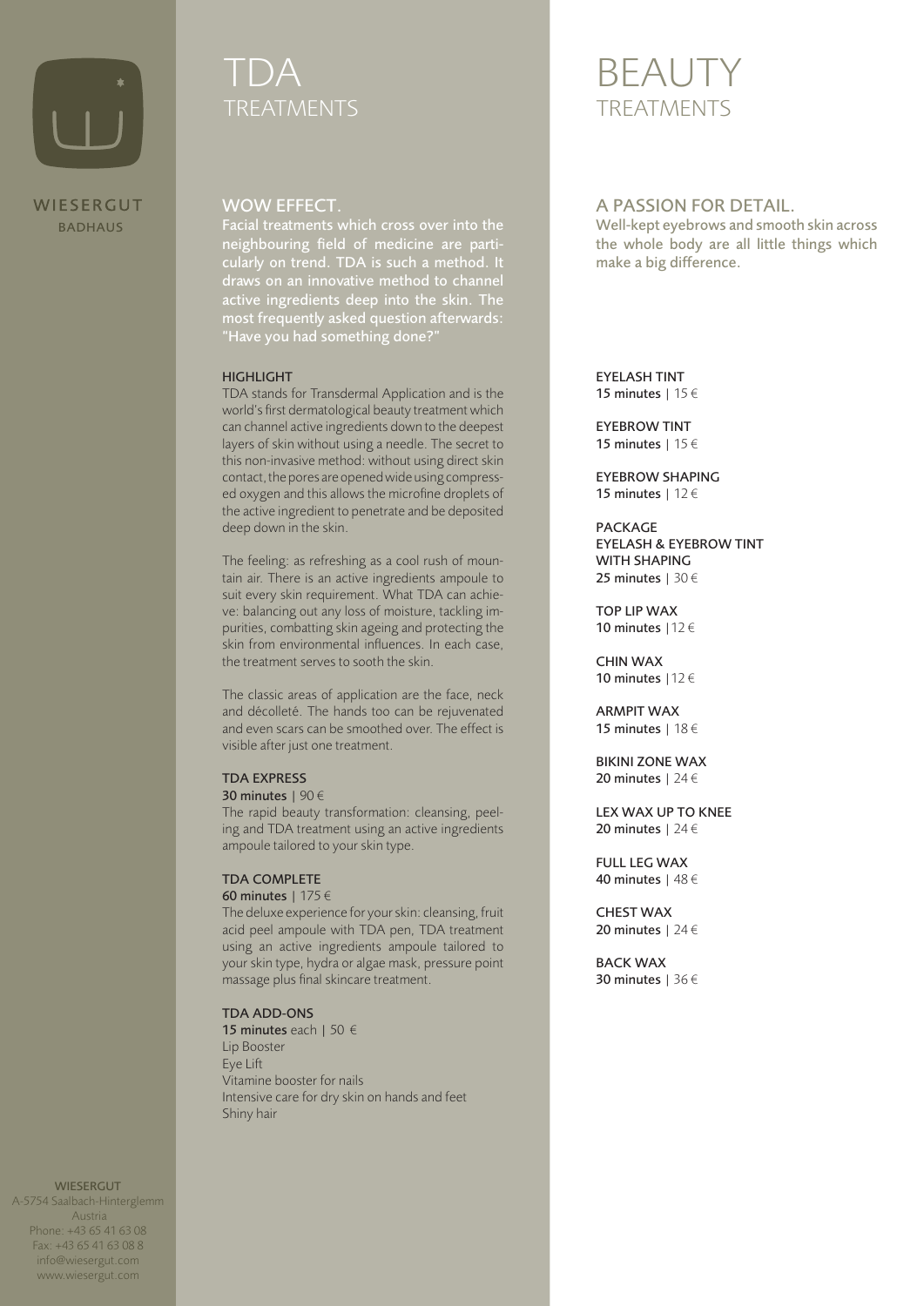WIESERGUT
BADHAUS

# TDA
## TREATMENTS

### WOW EFFECT.

Facial treatments which cross over into the neighbouring field of medicine are particularly on trend. TDA is such a method. It draws on an innovative method to channel active ingredients deep into the skin. The most frequently asked question afterwards: "Have you had something done?"

#### HIGHLIGHT

TDA stands for Transdermal Application and is the world's first dermatological beauty treatment which can channel active ingredients down to the deepest layers of skin without using a needle. The secret to this non-invasive method: without using direct skin contact, the pores are opened wide using compressed oxygen and this allows the microfine droplets of the active ingredient to penetrate and be deposited deep down in the skin.

The feeling: as refreshing as a cool rush of mountain air. There is an active ingredients ampoule to suit every skin requirement. What TDA can achieve: balancing out any loss of moisture, tackling impurities, combatting skin ageing and protecting the skin from environmental influences. In each case, the treatment serves to sooth the skin.

The classic areas of application are the face, neck and décolleté. The hands too can be rejuvenated and even scars can be smoothed over. The effect is visible after just one treatment.

#### TDA EXPRESS
**30 minutes** | 90 €
The rapid beauty transformation: cleansing, peeling and TDA treatment using an active ingredients ampoule tailored to your skin type.

#### TDA COMPLETE
**60 minutes** | 175 €
The deluxe experience for your skin: cleansing, fruit acid peel ampoule with TDA pen, TDA treatment using an active ingredients ampoule tailored to your skin type, hydra or algae mask, pressure point massage plus final skincare treatment.

#### TDA ADD-ONS
**15 minutes** each | 50 €
Lip Booster
Eye Lift
Vitamine booster for nails
Intensive care for dry skin on hands and feet
Shiny hair

# BEAUTY
## TREATMENTS

### A PASSION FOR DETAIL.

Well-kept eyebrows and smooth skin across the whole body are all little things which make a big difference.

EYELASH TINT
**15 minutes** | 15 €

EYEBROW TINT
**15 minutes** | 15 €

EYEBROW SHAPING
**15 minutes** | 12 €

PACKAGE
EYELASH & EYEBROW TINT
WITH SHAPING
**25 minutes** | 30 €

TOP LIP WAX
**10 minutes** |12 €

CHIN WAX
**10 minutes** |12 €

ARMPIT WAX
**15 minutes** | 18 €

BIKINI ZONE WAX
**20 minutes** | 24 €

LEX WAX UP TO KNEE
**20 minutes** | 24 €

FULL LEG WAX
**40 minutes** | 48 €

CHEST WAX
**20 minutes** | 24 €

BACK WAX
**30 minutes** | 36 €

WIESERGUT
A-5754 Saalbach-Hinterglemm
Austria
Phone: +43 65 41 63 08
Fax: +43 65 41 63 08 8
info@wiesergut.com
www.wiesergut.com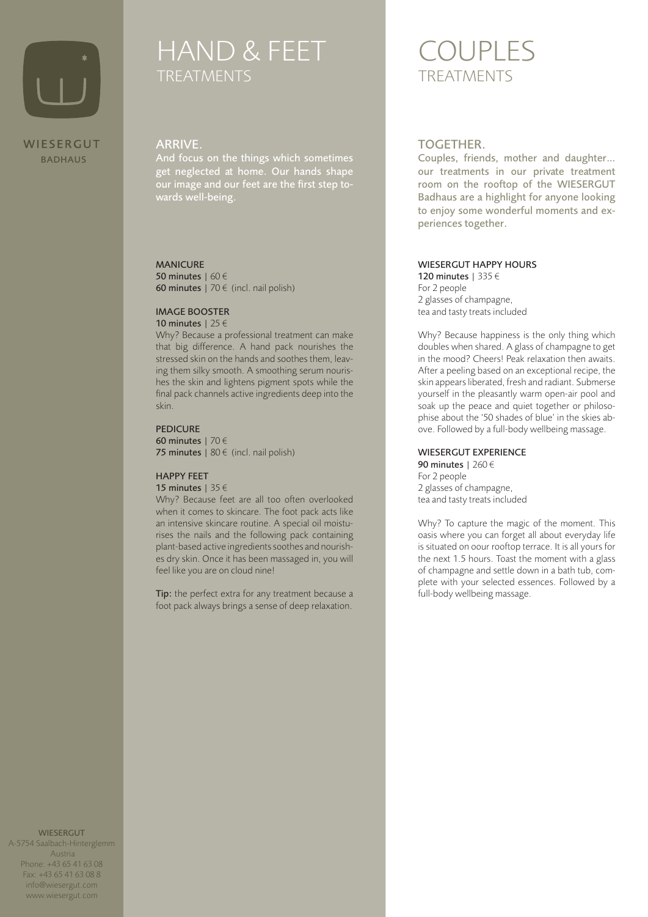WIESERGUT
BADHAUS

# HAND & FEET
## TREATMENTS

### ARRIVE.

And focus on the things which sometimes get neglected at home. Our hands shape our image and our feet are the first step towards well-being.

**MANICURE**
**50 minutes** | 60 €
**60 minutes** | 70 € (incl. nail polish)

**IMAGE BOOSTER**
**10 minutes** | 25 €
Why? Because a professional treatment can make that big difference. A hand pack nourishes the stressed skin on the hands and soothes them, leaving them silky smooth. A smoothing serum nourishes the skin and lightens pigment spots while the final pack channels active ingredients deep into the skin.

**PEDICURE**
**60 minutes** | 70 €
**75 minutes** | 80 € (incl. nail polish)

**HAPPY FEET**
**15 minutes** | 35 €
Why? Because feet are all too often overlooked when it comes to skincare. The foot pack acts like an intensive skincare routine. A special oil moisturises the nails and the following pack containing plant-based active ingredients soothes and nourishes dry skin. Once it has been massaged in, you will feel like you are on cloud nine!

**Tip:** the perfect extra for any treatment because a foot pack always brings a sense of deep relaxation.

# COUPLES
## TREATMENTS

### TOGETHER.

Couples, friends, mother and daughter... our treatments in our private treatment room on the rooftop of the WIESERGUT Badhaus are a highlight for anyone looking to enjoy some wonderful moments and experiences together.

**WIESERGUT HAPPY HOURS**
**120 minutes** | 335 €
For 2 people
2 glasses of champagne,
tea and tasty treats included

Why? Because happiness is the only thing which doubles when shared. A glass of champagne to get in the mood? Cheers! Peak relaxation then awaits. After a peeling based on an exceptional recipe, the skin appears liberated, fresh and radiant. Submerse yourself in the pleasantly warm open-air pool and soak up the peace and quiet together or philosophise about the '50 shades of blue' in the skies above. Followed by a full-body wellbeing massage.

**WIESERGUT EXPERIENCE**
**90 minutes** | 260 €
For 2 people
2 glasses of champagne,
tea and tasty treats included

Why? To capture the magic of the moment. This oasis where you can forget all about everyday life is situated on oour rooftop terrace. It is all yours for the next 1.5 hours. Toast the moment with a glass of champagne and settle down in a bath tub, complete with your selected essences. Followed by a full-body wellbeing massage.

WIESERGUT
A-5754 Saalbach-Hinterglemm
Austria
Phone: +43 65 41 63 08
Fax: +43 65 41 63 08 8
info@wiesergut.com
www.wiesergut.com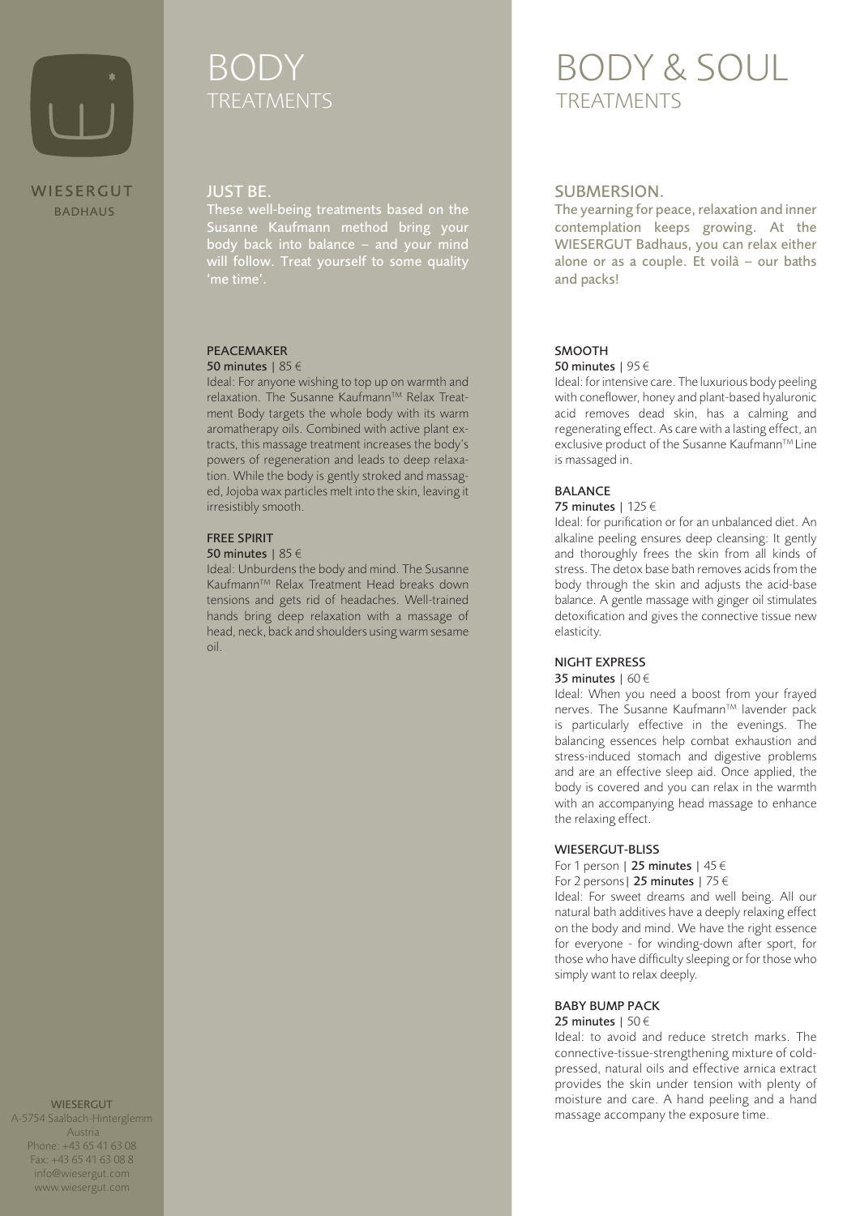WIESERGUT
BADHAUS

# BODY TREATMENTS

## JUST BE.

These well-being treatments based on the Susanne Kaufmann method bring your body back into balance – and your mind will follow. Treat yourself to some quality 'me time'.

### PEACEMAKER

**50 minutes** | 85 €

Ideal: For anyone wishing to top up on warmth and relaxation. The Susanne Kaufmann™ Relax Treatment Body targets the whole body with its warm aromatherapy oils. Combined with active plant extracts, this massage treatment increases the body's powers of regeneration and leads to deep relaxation. While the body is gently stroked and massaged, Jojoba wax particles melt into the skin, leaving it irresistibly smooth.

### FREE SPIRIT

**50 minutes** | 85 €

Ideal: Unburdens the body and mind. The Susanne Kaufmann™ Relax Treatment Head breaks down tensions and gets rid of headaches. Well-trained hands bring deep relaxation with a massage of head, neck, back and shoulders using warm sesame oil.

# BODY & SOUL TREATMENTS

## SUBMERSION.

The yearning for peace, relaxation and inner contemplation keeps growing. At the WIESERGUT Badhaus, you can relax either alone or as a couple. Et voilà – our baths and packs!

### SMOOTH

**50 minutes** | 95 €

Ideal: for intensive care. The luxurious body peeling with coneflower, honey and plant-based hyaluronic acid removes dead skin, has a calming and regenerating effect. As care with a lasting effect, an exclusive product of the Susanne Kaufmann™ Line is massaged in.

### BALANCE

**75 minutes** | 125 €

Ideal: for purification or for an unbalanced diet. An alkaline peeling ensures deep cleansing: It gently and thoroughly frees the skin from all kinds of stress. The detox base bath removes acids from the body through the skin and adjusts the acid-base balance. A gentle massage with ginger oil stimulates detoxification and gives the connective tissue new elasticity.

### NIGHT EXPRESS

**35 minutes** | 60 €

Ideal: When you need a boost from your frayed nerves. The Susanne Kaufmann™ lavender pack is particularly effective in the evenings. The balancing essences help combat exhaustion and stress-induced stomach and digestive problems and are an effective sleep aid. Once applied, the body is covered and you can relax in the warmth with an accompanying head massage to enhance the relaxing effect.

### WIESERGUT-BLISS

For 1 person | **25 minutes** | 45 €
For 2 persons| **25 minutes** | 75 €

Ideal: For sweet dreams and well being. All our natural bath additives have a deeply relaxing effect on the body and mind. We have the right essence for everyone - for winding-down after sport, for those who have difficulty sleeping or for those who simply want to relax deeply.

### BABY BUMP PACK

**25 minutes** | 50 €

Ideal: to avoid and reduce stretch marks. The connective-tissue-strengthening mixture of cold-pressed, natural oils and effective arnica extract provides the skin under tension with plenty of moisture and care. A hand peeling and a hand massage accompany the exposure time.

WIESERGUT
A-5754 Saalbach-Hinterglemm
Austria
Phone: +43 65 41 63 08
Fax: +43 65 41 63 08 8
info@wiesergut.com
www.wiesergut.com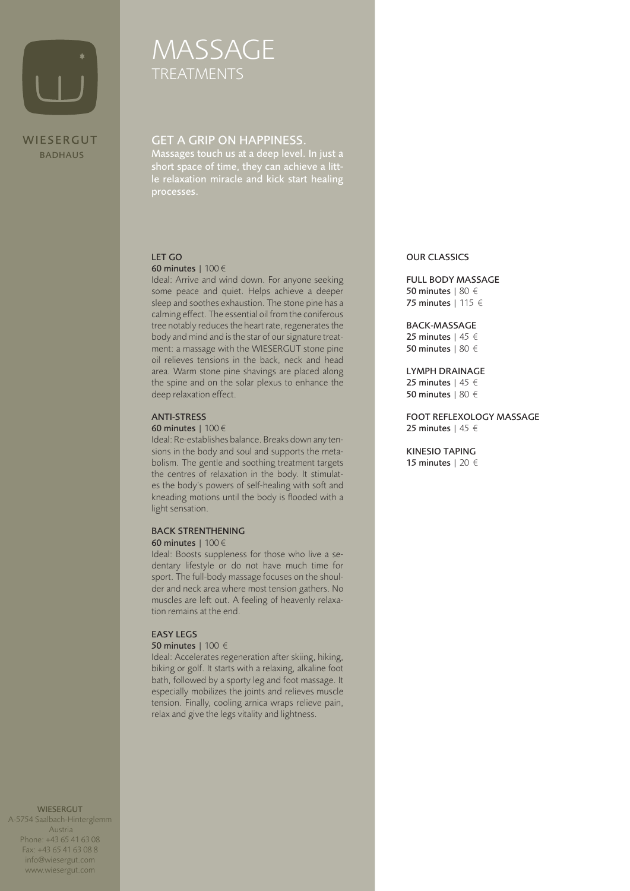WIESERGUT
BADHAUS

# MASSAGE
## TREATMENTS

### GET A GRIP ON HAPPINESS.

Massages touch us at a deep level. In just a short space of time, they can achieve a little relaxation miracle and kick start healing processes.

### LET GO
**60 minutes** | 100 €

Ideal: Arrive and wind down. For anyone seeking some peace and quiet. Helps achieve a deeper sleep and soothes exhaustion. The stone pine has a calming effect. The essential oil from the coniferous tree notably reduces the heart rate, regenerates the body and mind and is the star of our signature treatment: a massage with the WIESERGUT stone pine oil relieves tensions in the back, neck and head area. Warm stone pine shavings are placed along the spine and on the solar plexus to enhance the deep relaxation effect.

### ANTI-STRESS
**60 minutes** | 100 €

Ideal: Re-establishes balance. Breaks down any tensions in the body and soul and supports the metabolism. The gentle and soothing treatment targets the centres of relaxation in the body. It stimulates the body's powers of self-healing with soft and kneading motions until the body is flooded with a light sensation.

### BACK STRENTHENING
**60 minutes** | 100 €

Ideal: Boosts suppleness for those who live a sedentary lifestyle or do not have much time for sport. The full-body massage focuses on the shoulder and neck area where most tension gathers. No muscles are left out. A feeling of heavenly relaxation remains at the end.

### EASY LEGS
**50 minutes** | 100 €

Ideal: Accelerates regeneration after skiing, hiking, biking or golf. It starts with a relaxing, alkaline foot bath, followed by a sporty leg and foot massage. It especially mobilizes the joints and relieves muscle tension. Finally, cooling arnica wraps relieve pain, relax and give the legs vitality and lightness.

### OUR CLASSICS

**FULL BODY MASSAGE**
**50 minutes** | 80 €
**75 minutes** | 115 €

**BACK-MASSAGE**
**25 minutes** | 45 €
**50 minutes** | 80 €

**LYMPH DRAINAGE**
**25 minutes** | 45 €
**50 minutes** | 80 €

**FOOT REFLEXOLOGY MASSAGE**
**25 minutes** | 45 €

**KINESIO TAPING**
**15 minutes** | 20 €

WIESERGUT
A-5754 Saalbach-Hinterglemm
Austria
Phone: +43 65 41 63 08
Fax: +43 65 41 63 08 8
info@wiesergut.com
www.wiesergut.com